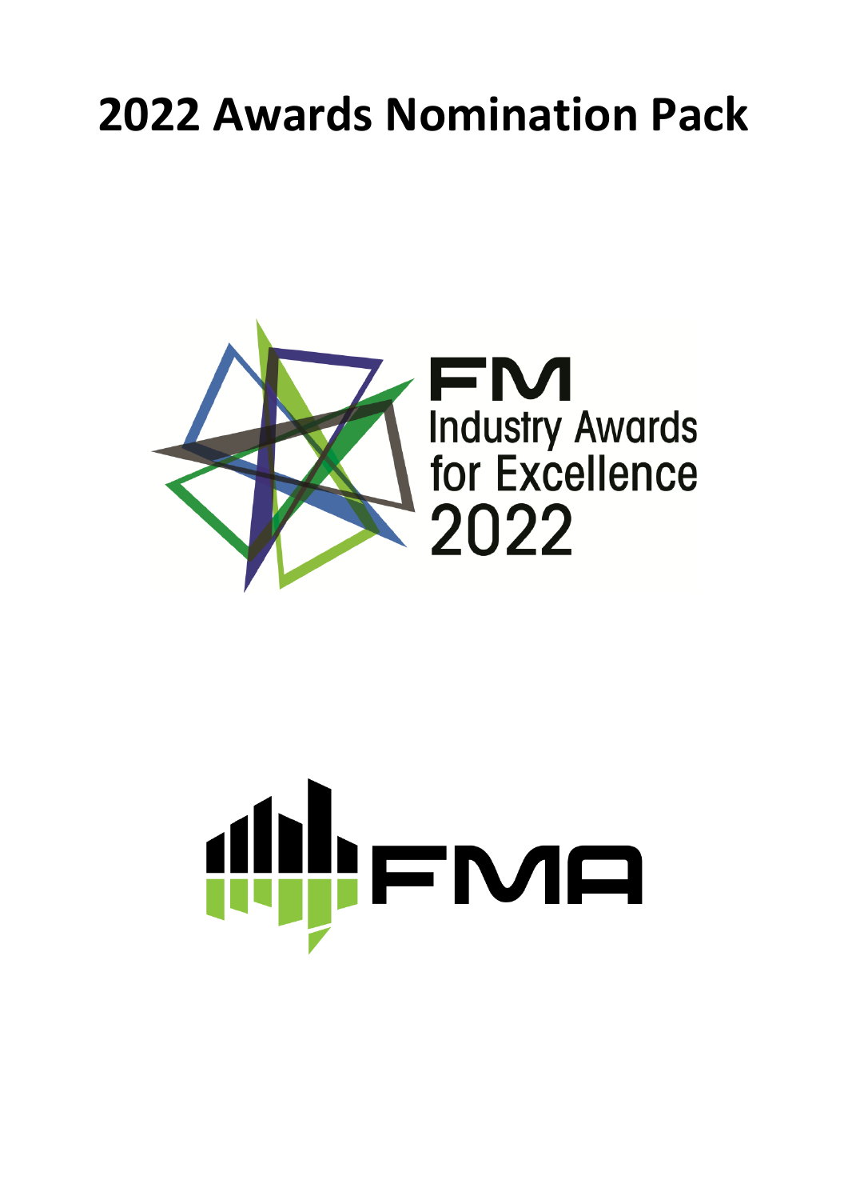# 2022 Awards Nomination Pack

FM Industry Awards for Excellence 2022

FMA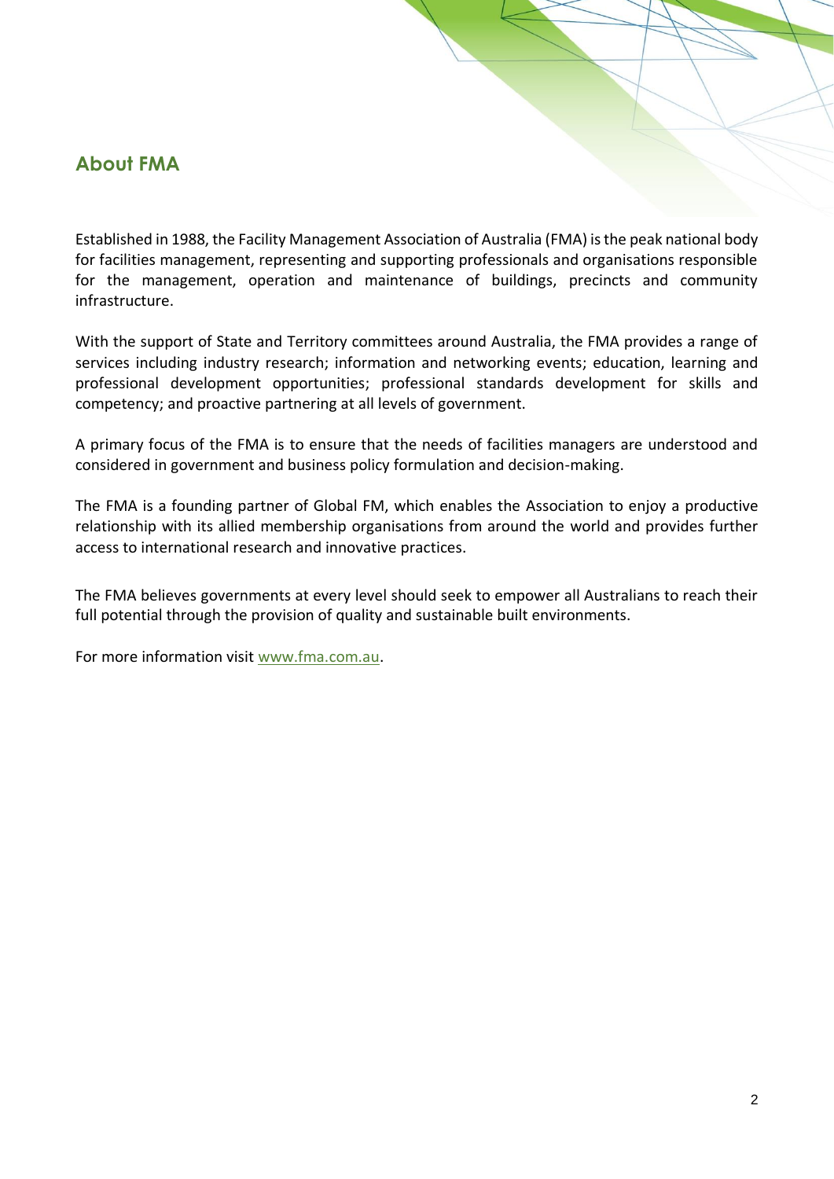## About FMA

Established in 1988, the Facility Management Association of Australia (FMA) is the peak national body for facilities management, representing and supporting professionals and organisations responsible for the management, operation and maintenance of buildings, precincts and community infrastructure.

With the support of State and Territory committees around Australia, the FMA provides a range of services including industry research; information and networking events; education, learning and professional development opportunities; professional standards development for skills and competency; and proactive partnering at all levels of government.

A primary focus of the FMA is to ensure that the needs of facilities managers are understood and considered in government and business policy formulation and decision-making.

The FMA is a founding partner of Global FM, which enables the Association to enjoy a productive relationship with its allied membership organisations from around the world and provides further access to international research and innovative practices.

The FMA believes governments at every level should seek to empower all Australians to reach their full potential through the provision of quality and sustainable built environments.

For more information visit www.fma.com.au.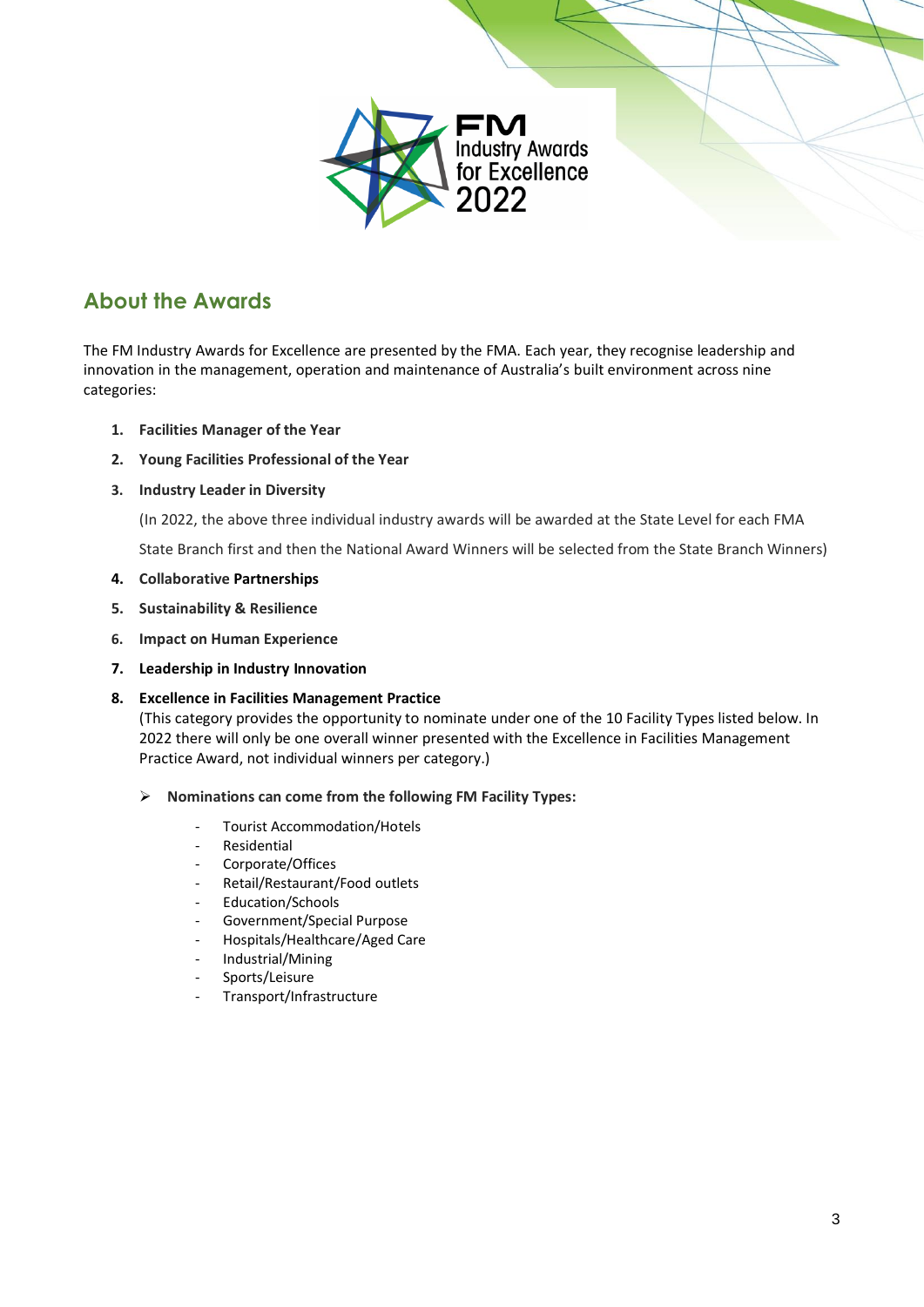## About the Awards

The FM Industry Awards for Excellence are presented by the FMA. Each year, they recognise leadership and innovation in the management, operation and maintenance of Australia's built environment across nine categories:

1. **Facilities Manager of the Year**
2. **Young Facilities Professional of the Year**
3. **Industry Leader in Diversity**

   (In 2022, the above three individual industry awards will be awarded at the State Level for each FMA State Branch first and then the National Award Winners will be selected from the State Branch Winners)

4. **Collaborative Partnerships**
5. **Sustainability & Resilience**
6. **Impact on Human Experience**
7. **Leadership in Industry Innovation**
8. **Excellence in Facilities Management Practice**
   (This category provides the opportunity to nominate under one of the 10 Facility Types listed below. In 2022 there will only be one overall winner presented with the Excellence in Facilities Management Practice Award, not individual winners per category.)

   - **Nominations can come from the following FM Facility Types:**
     - Tourist Accommodation/Hotels
     - Residential
     - Corporate/Offices
     - Retail/Restaurant/Food outlets
     - Education/Schools
     - Government/Special Purpose
     - Hospitals/Healthcare/Aged Care
     - Industrial/Mining
     - Sports/Leisure
     - Transport/Infrastructure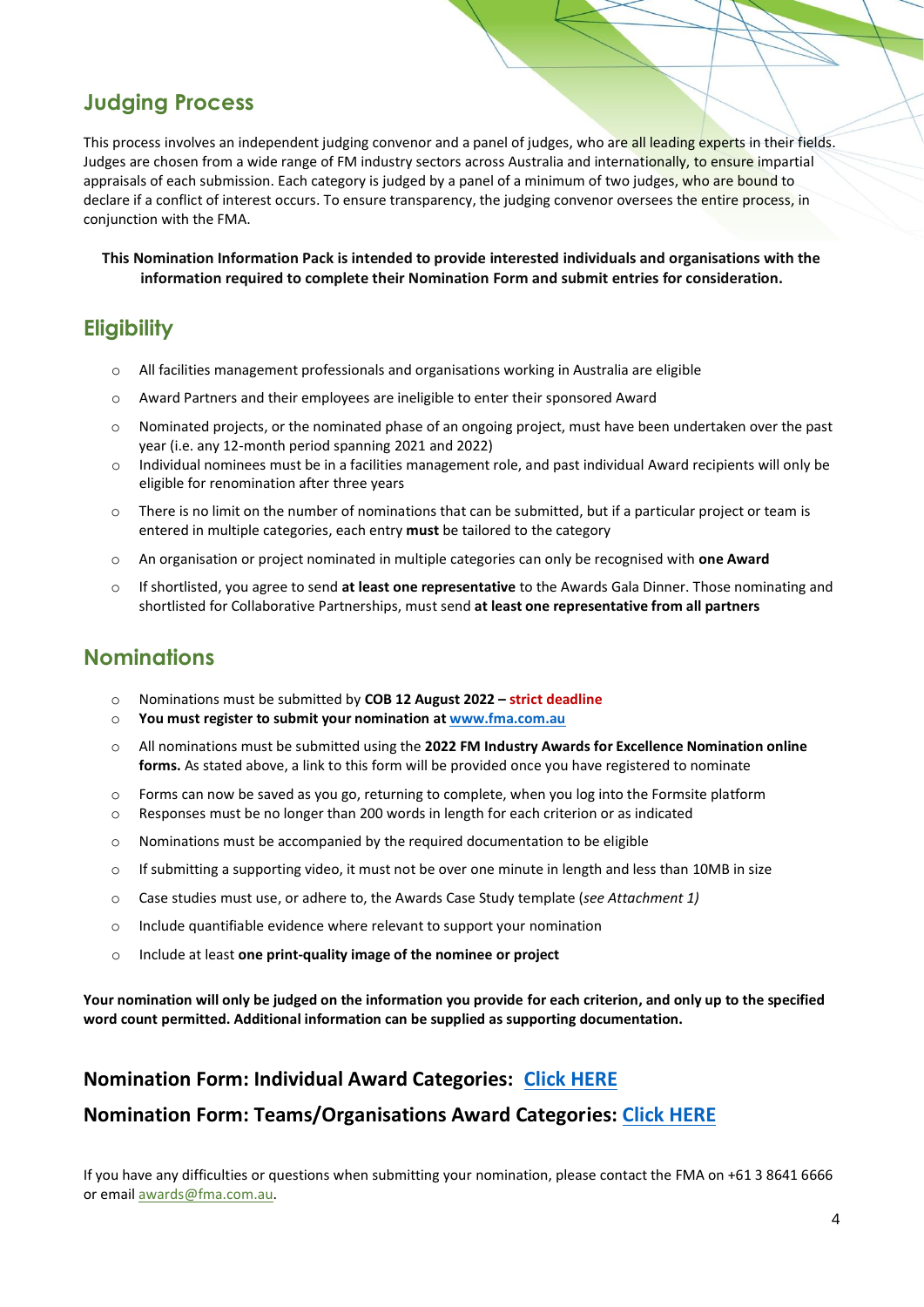## Judging Process

This process involves an independent judging convenor and a panel of judges, who are all leading experts in their fields. Judges are chosen from a wide range of FM industry sectors across Australia and internationally, to ensure impartial appraisals of each submission. Each category is judged by a panel of a minimum of two judges, who are bound to declare if a conflict of interest occurs. To ensure transparency, the judging convenor oversees the entire process, in conjunction with the FMA.

**This Nomination Information Pack is intended to provide interested individuals and organisations with the information required to complete their Nomination Form and submit entries for consideration.**

## Eligibility

- All facilities management professionals and organisations working in Australia are eligible
- Award Partners and their employees are ineligible to enter their sponsored Award
- Nominated projects, or the nominated phase of an ongoing project, must have been undertaken over the past year (i.e. any 12-month period spanning 2021 and 2022)
- Individual nominees must be in a facilities management role, and past individual Award recipients will only be eligible for renomination after three years
- There is no limit on the number of nominations that can be submitted, but if a particular project or team is entered in multiple categories, each entry **must** be tailored to the category
- An organisation or project nominated in multiple categories can only be recognised with **one Award**
- If shortlisted, you agree to send **at least one representative** to the Awards Gala Dinner. Those nominating and shortlisted for Collaborative Partnerships, must send **at least one representative from all partners**

## Nominations

- Nominations must be submitted by **COB 12 August 2022 – strict deadline**
- **You must register to submit your nomination at [www.fma.com.au](www.fma.com.au)**
- All nominations must be submitted using the **2022 FM Industry Awards for Excellence Nomination online forms.** As stated above, a link to this form will be provided once you have registered to nominate
- Forms can now be saved as you go, returning to complete, when you log into the Formsite platform
- Responses must be no longer than 200 words in length for each criterion or as indicated
- Nominations must be accompanied by the required documentation to be eligible
- If submitting a supporting video, it must not be over one minute in length and less than 10MB in size
- Case studies must use, or adhere to, the Awards Case Study template (*see Attachment 1)*
- Include quantifiable evidence where relevant to support your nomination
- Include at least **one print-quality image of the nominee or project**

**Your nomination will only be judged on the information you provide for each criterion, and only up to the specified word count permitted. Additional information can be supplied as supporting documentation.**

### Nomination Form: Individual Award Categories: Click HERE

### Nomination Form: Teams/Organisations Award Categories: Click HERE

If you have any difficulties or questions when submitting your nomination, please contact the FMA on +61 3 8641 6666 or email awards@fma.com.au.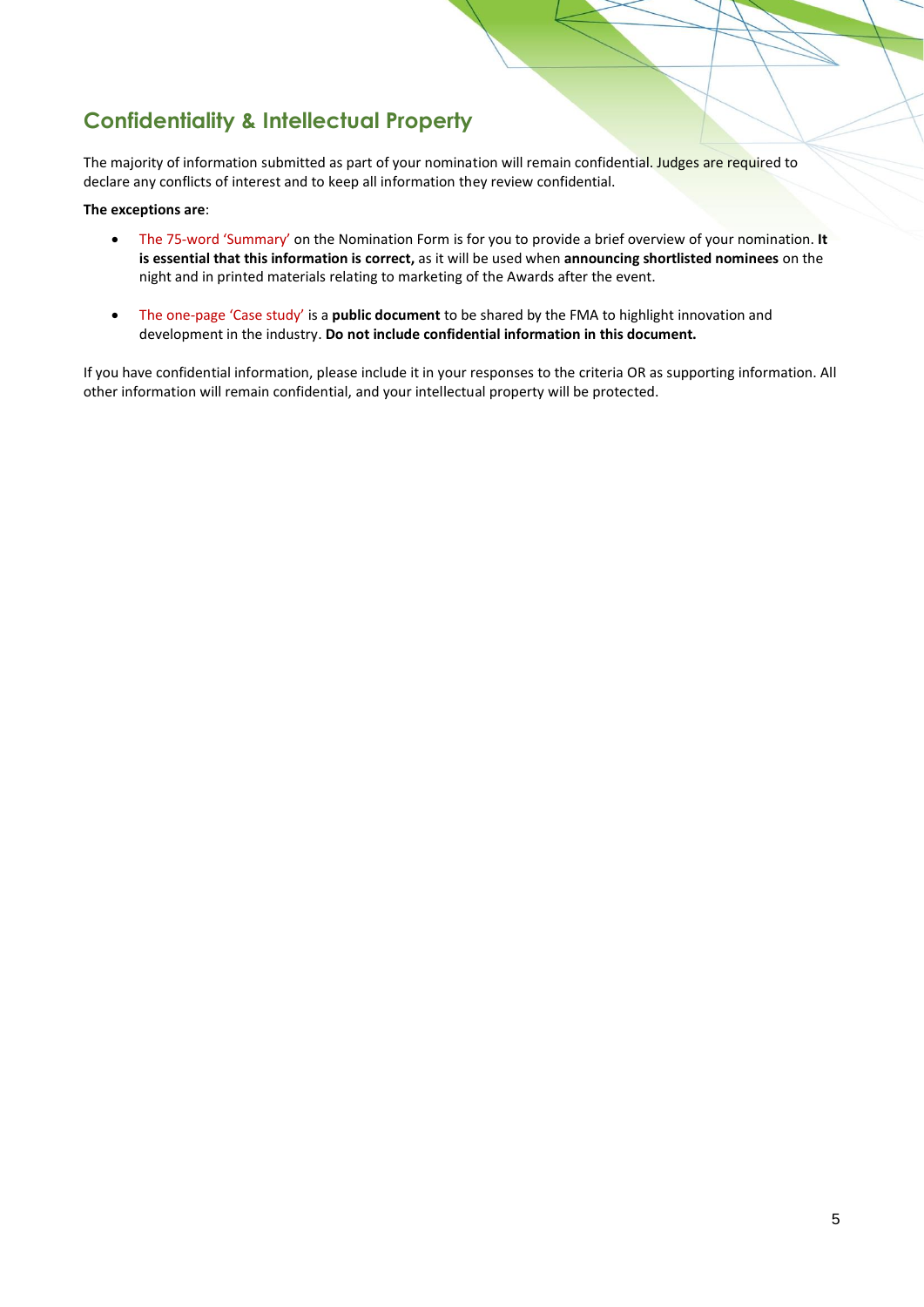## Confidentiality & Intellectual Property

The majority of information submitted as part of your nomination will remain confidential. Judges are required to declare any conflicts of interest and to keep all information they review confidential.

**The exceptions are**:

- The 75-word 'Summary' on the Nomination Form is for you to provide a brief overview of your nomination. **It is essential that this information is correct,** as it will be used when **announcing shortlisted nominees** on the night and in printed materials relating to marketing of the Awards after the event.

- The one-page 'Case study' is a **public document** to be shared by the FMA to highlight innovation and development in the industry. **Do not include confidential information in this document.**

If you have confidential information, please include it in your responses to the criteria OR as supporting information. All other information will remain confidential, and your intellectual property will be protected.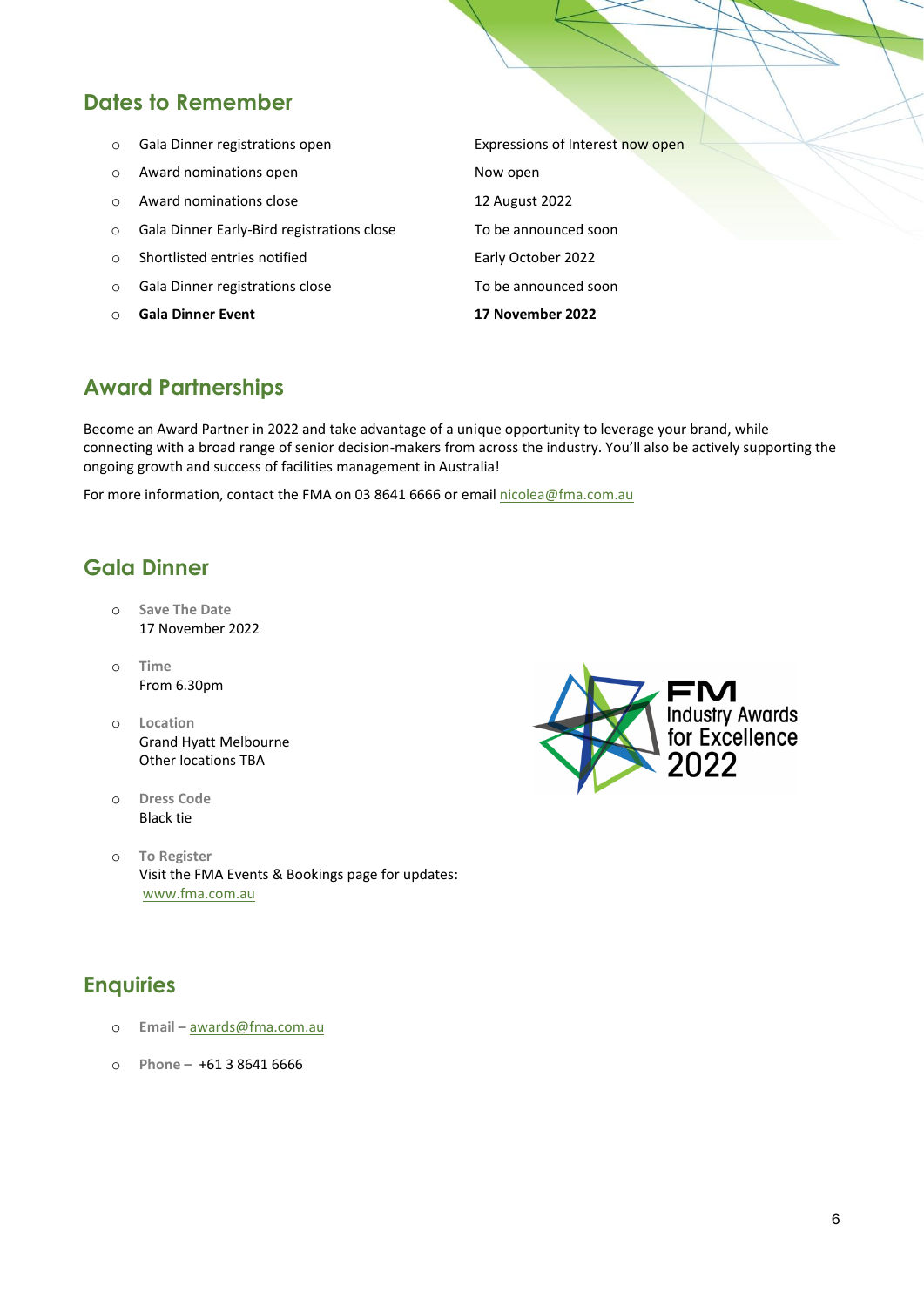## Dates to Remember

| | |
|---|---|
| Gala Dinner registrations open | Expressions of Interest now open |
| Award nominations open | Now open |
| Award nominations close | 12 August 2022 |
| Gala Dinner Early-Bird registrations close | To be announced soon |
| Shortlisted entries notified | Early October 2022 |
| Gala Dinner registrations close | To be announced soon |
| **Gala Dinner Event** | **17 November 2022** |

## Award Partnerships

Become an Award Partner in 2022 and take advantage of a unique opportunity to leverage your brand, while connecting with a broad range of senior decision-makers from across the industry. You'll also be actively supporting the ongoing growth and success of facilities management in Australia!

For more information, contact the FMA on 03 8641 6666 or email nicolea@fma.com.au

## Gala Dinner

- **Save The Date**
  17 November 2022
- **Time**
  From 6.30pm
- **Location**
  Grand Hyatt Melbourne
  Other locations TBA
- **Dress Code**
  Black tie
- **To Register**
  Visit the FMA Events & Bookings page for updates:
  www.fma.com.au

FM Industry Awards for Excellence 2022

## Enquiries

- **Email –** awards@fma.com.au
- **Phone –** +61 3 8641 6666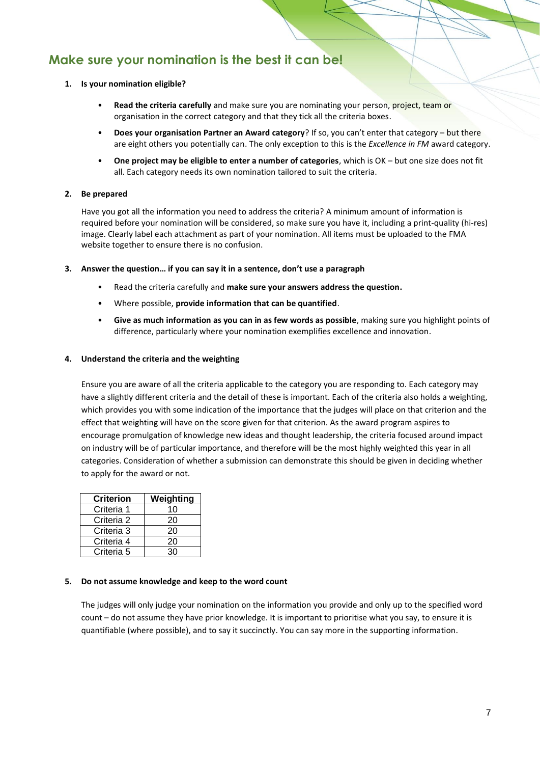## Make sure your nomination is the best it can be!

1. **Is your nomination eligible?**

   - **Read the criteria carefully** and make sure you are nominating your person, project, team or organisation in the correct category and that they tick all the criteria boxes.
   - **Does your organisation Partner an Award category**? If so, you can't enter that category – but there are eight others you potentially can. The only exception to this is the *Excellence in FM* award category.
   - **One project may be eligible to enter a number of categories**, which is OK – but one size does not fit all. Each category needs its own nomination tailored to suit the criteria.

2. **Be prepared**

   Have you got all the information you need to address the criteria? A minimum amount of information is required before your nomination will be considered, so make sure you have it, including a print-quality (hi-res) image. Clearly label each attachment as part of your nomination. All items must be uploaded to the FMA website together to ensure there is no confusion.

3. **Answer the question… if you can say it in a sentence, don't use a paragraph**

   - Read the criteria carefully and **make sure your answers address the question.**
   - Where possible, **provide information that can be quantified**.
   - **Give as much information as you can in as few words as possible**, making sure you highlight points of difference, particularly where your nomination exemplifies excellence and innovation.

4. **Understand the criteria and the weighting**

   Ensure you are aware of all the criteria applicable to the category you are responding to. Each category may have a slightly different criteria and the detail of these is important. Each of the criteria also holds a weighting, which provides you with some indication of the importance that the judges will place on that criterion and the effect that weighting will have on the score given for that criterion. As the award program aspires to encourage promulgation of knowledge new ideas and thought leadership, the criteria focused around impact on industry will be of particular importance, and therefore will be the most highly weighted this year in all categories. Consideration of whether a submission can demonstrate this should be given in deciding whether to apply for the award or not.

   | Criterion | Weighting |
   |---|---|
   | Criteria 1 | 10 |
   | Criteria 2 | 20 |
   | Criteria 3 | 20 |
   | Criteria 4 | 20 |
   | Criteria 5 | 30 |

5. **Do not assume knowledge and keep to the word count**

   The judges will only judge your nomination on the information you provide and only up to the specified word count – do not assume they have prior knowledge. It is important to prioritise what you say, to ensure it is quantifiable (where possible), and to say it succinctly. You can say more in the supporting information.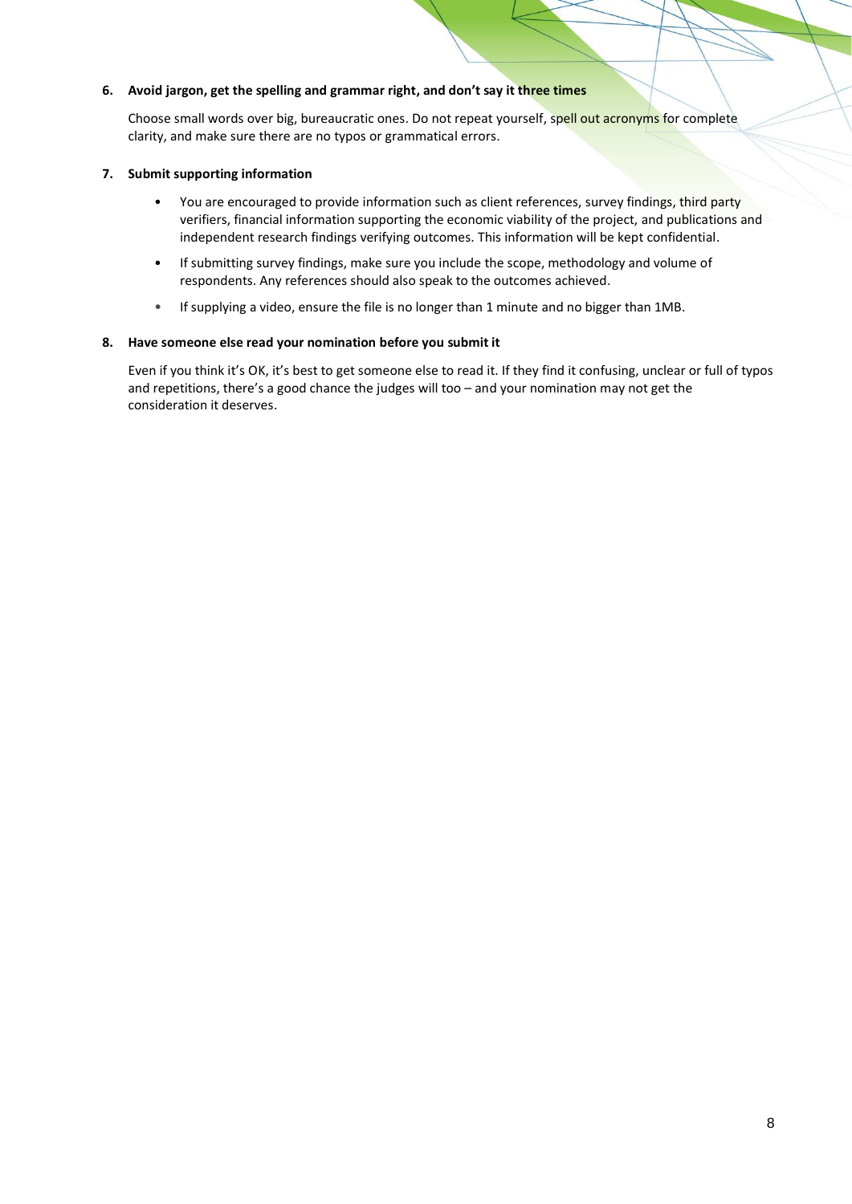6. **Avoid jargon, get the spelling and grammar right, and don't say it three times**

   Choose small words over big, bureaucratic ones. Do not repeat yourself, spell out acronyms for complete clarity, and make sure there are no typos or grammatical errors.

7. **Submit supporting information**

   - You are encouraged to provide information such as client references, survey findings, third party verifiers, financial information supporting the economic viability of the project, and publications and independent research findings verifying outcomes. This information will be kept confidential.
   - If submitting survey findings, make sure you include the scope, methodology and volume of respondents. Any references should also speak to the outcomes achieved.
   - If supplying a video, ensure the file is no longer than 1 minute and no bigger than 1MB.

8. **Have someone else read your nomination before you submit it**

   Even if you think it's OK, it's best to get someone else to read it. If they find it confusing, unclear or full of typos and repetitions, there's a good chance the judges will too – and your nomination may not get the consideration it deserves.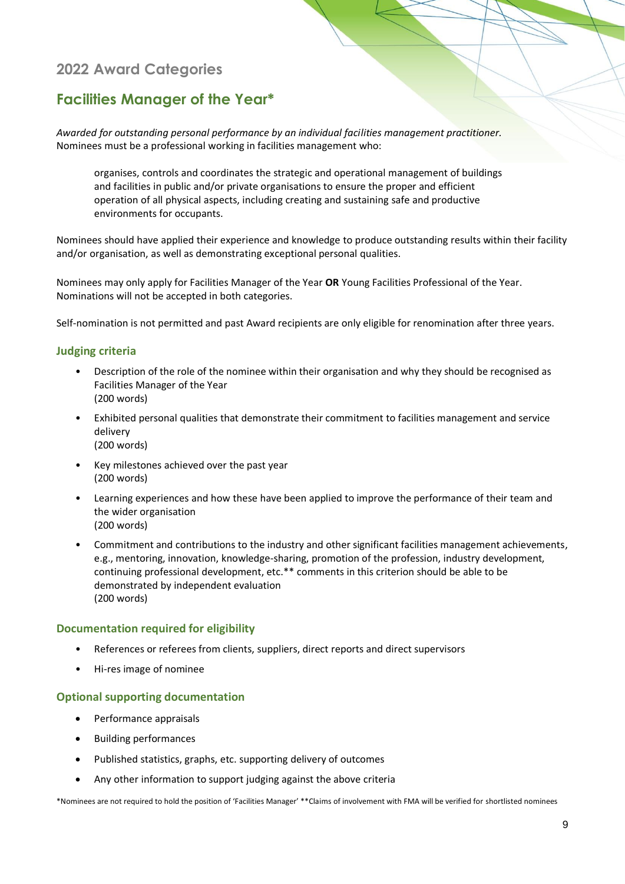## 2022 Award Categories

# Facilities Manager of the Year*

*Awarded for outstanding personal performance by an individual facilities management practitioner.*
Nominees must be a professional working in facilities management who:

> organises, controls and coordinates the strategic and operational management of buildings and facilities in public and/or private organisations to ensure the proper and efficient operation of all physical aspects, including creating and sustaining safe and productive environments for occupants.

Nominees should have applied their experience and knowledge to produce outstanding results within their facility and/or organisation, as well as demonstrating exceptional personal qualities.

Nominees may only apply for Facilities Manager of the Year **OR** Young Facilities Professional of the Year. Nominations will not be accepted in both categories.

Self-nomination is not permitted and past Award recipients are only eligible for renomination after three years.

### Judging criteria

- Description of the role of the nominee within their organisation and why they should be recognised as Facilities Manager of the Year
  (200 words)
- Exhibited personal qualities that demonstrate their commitment to facilities management and service delivery
  (200 words)
- Key milestones achieved over the past year
  (200 words)
- Learning experiences and how these have been applied to improve the performance of their team and the wider organisation
  (200 words)
- Commitment and contributions to the industry and other significant facilities management achievements, e.g., mentoring, innovation, knowledge-sharing, promotion of the profession, industry development, continuing professional development, etc.** comments in this criterion should be able to be demonstrated by independent evaluation
  (200 words)

### Documentation required for eligibility

- References or referees from clients, suppliers, direct reports and direct supervisors
- Hi-res image of nominee

### Optional supporting documentation

- Performance appraisals
- Building performances
- Published statistics, graphs, etc. supporting delivery of outcomes
- Any other information to support judging against the above criteria

*Nominees are not required to hold the position of 'Facilities Manager' **Claims of involvement with FMA will be verified for shortlisted nominees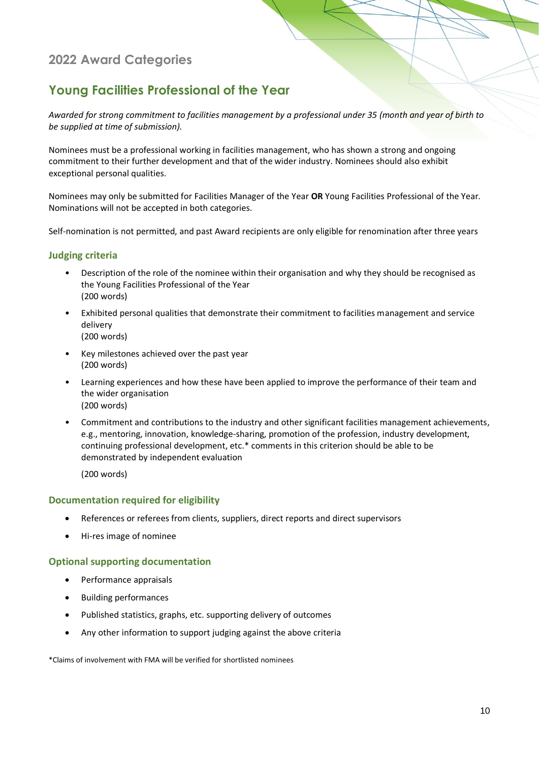# 2022 Award Categories

## Young Facilities Professional of the Year

*Awarded for strong commitment to facilities management by a professional under 35 (month and year of birth to be supplied at time of submission).*

Nominees must be a professional working in facilities management, who has shown a strong and ongoing commitment to their further development and that of the wider industry. Nominees should also exhibit exceptional personal qualities.

Nominees may only be submitted for Facilities Manager of the Year **OR** Young Facilities Professional of the Year. Nominations will not be accepted in both categories.

Self-nomination is not permitted, and past Award recipients are only eligible for renomination after three years

### Judging criteria

- Description of the role of the nominee within their organisation and why they should be recognised as the Young Facilities Professional of the Year
  (200 words)
- Exhibited personal qualities that demonstrate their commitment to facilities management and service delivery
  (200 words)
- Key milestones achieved over the past year
  (200 words)
- Learning experiences and how these have been applied to improve the performance of their team and the wider organisation
  (200 words)
- Commitment and contributions to the industry and other significant facilities management achievements, e.g., mentoring, innovation, knowledge-sharing, promotion of the profession, industry development, continuing professional development, etc.* comments in this criterion should be able to be demonstrated by independent evaluation

  (200 words)

### Documentation required for eligibility

- References or referees from clients, suppliers, direct reports and direct supervisors
- Hi-res image of nominee

### Optional supporting documentation

- Performance appraisals
- Building performances
- Published statistics, graphs, etc. supporting delivery of outcomes
- Any other information to support judging against the above criteria

*Claims of involvement with FMA will be verified for shortlisted nominees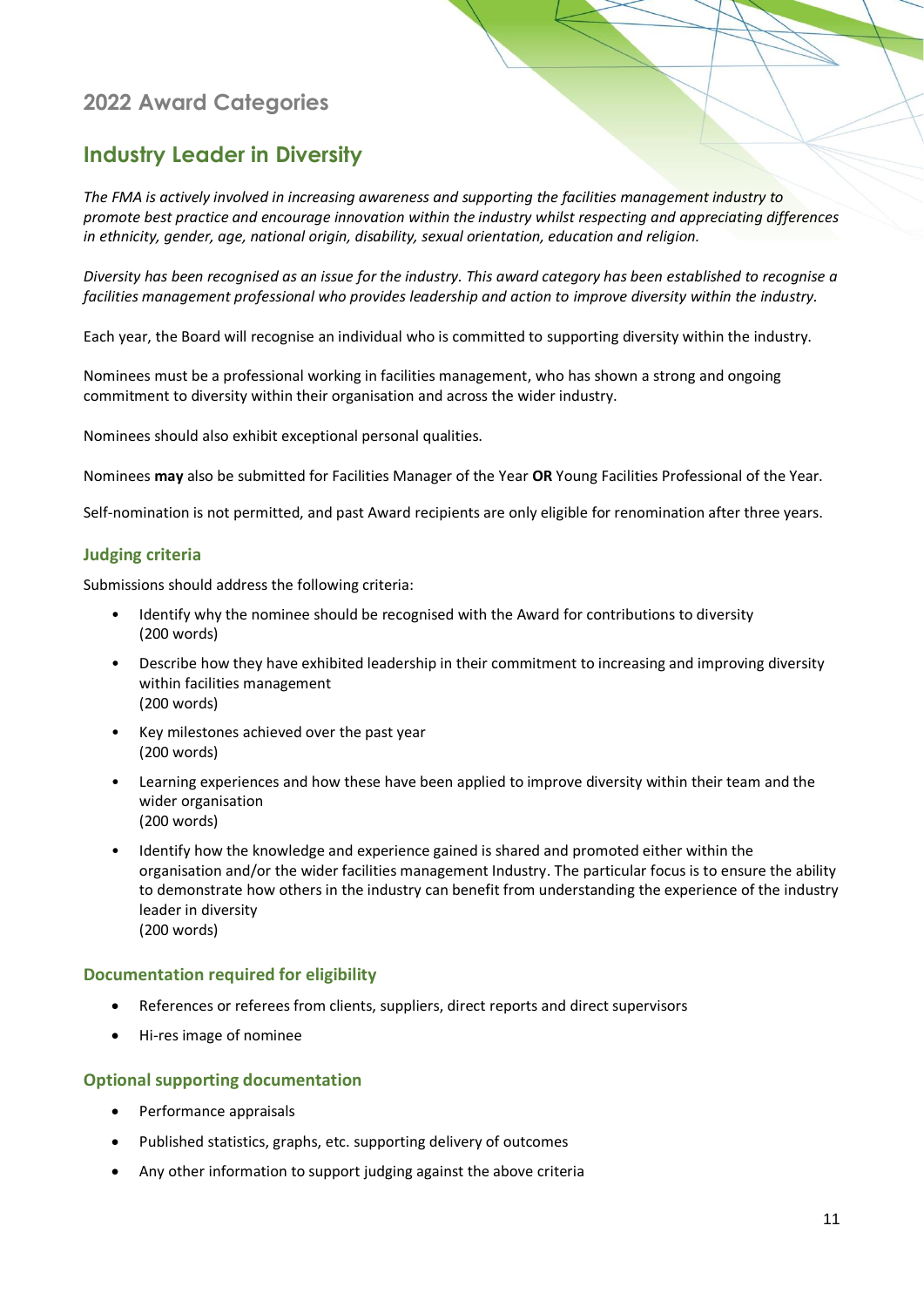## 2022 Award Categories

## Industry Leader in Diversity

*The FMA is actively involved in increasing awareness and supporting the facilities management industry to promote best practice and encourage innovation within the industry whilst respecting and appreciating differences in ethnicity, gender, age, national origin, disability, sexual orientation, education and religion.*

*Diversity has been recognised as an issue for the industry. This award category has been established to recognise a facilities management professional who provides leadership and action to improve diversity within the industry.*

Each year, the Board will recognise an individual who is committed to supporting diversity within the industry.

Nominees must be a professional working in facilities management, who has shown a strong and ongoing commitment to diversity within their organisation and across the wider industry.

Nominees should also exhibit exceptional personal qualities.

Nominees **may** also be submitted for Facilities Manager of the Year **OR** Young Facilities Professional of the Year.

Self-nomination is not permitted, and past Award recipients are only eligible for renomination after three years.

### Judging criteria

Submissions should address the following criteria:

- Identify why the nominee should be recognised with the Award for contributions to diversity (200 words)
- Describe how they have exhibited leadership in their commitment to increasing and improving diversity within facilities management (200 words)
- Key milestones achieved over the past year (200 words)
- Learning experiences and how these have been applied to improve diversity within their team and the wider organisation (200 words)
- Identify how the knowledge and experience gained is shared and promoted either within the organisation and/or the wider facilities management Industry. The particular focus is to ensure the ability to demonstrate how others in the industry can benefit from understanding the experience of the industry leader in diversity (200 words)

### Documentation required for eligibility

- References or referees from clients, suppliers, direct reports and direct supervisors
- Hi-res image of nominee

### Optional supporting documentation

- Performance appraisals
- Published statistics, graphs, etc. supporting delivery of outcomes
- Any other information to support judging against the above criteria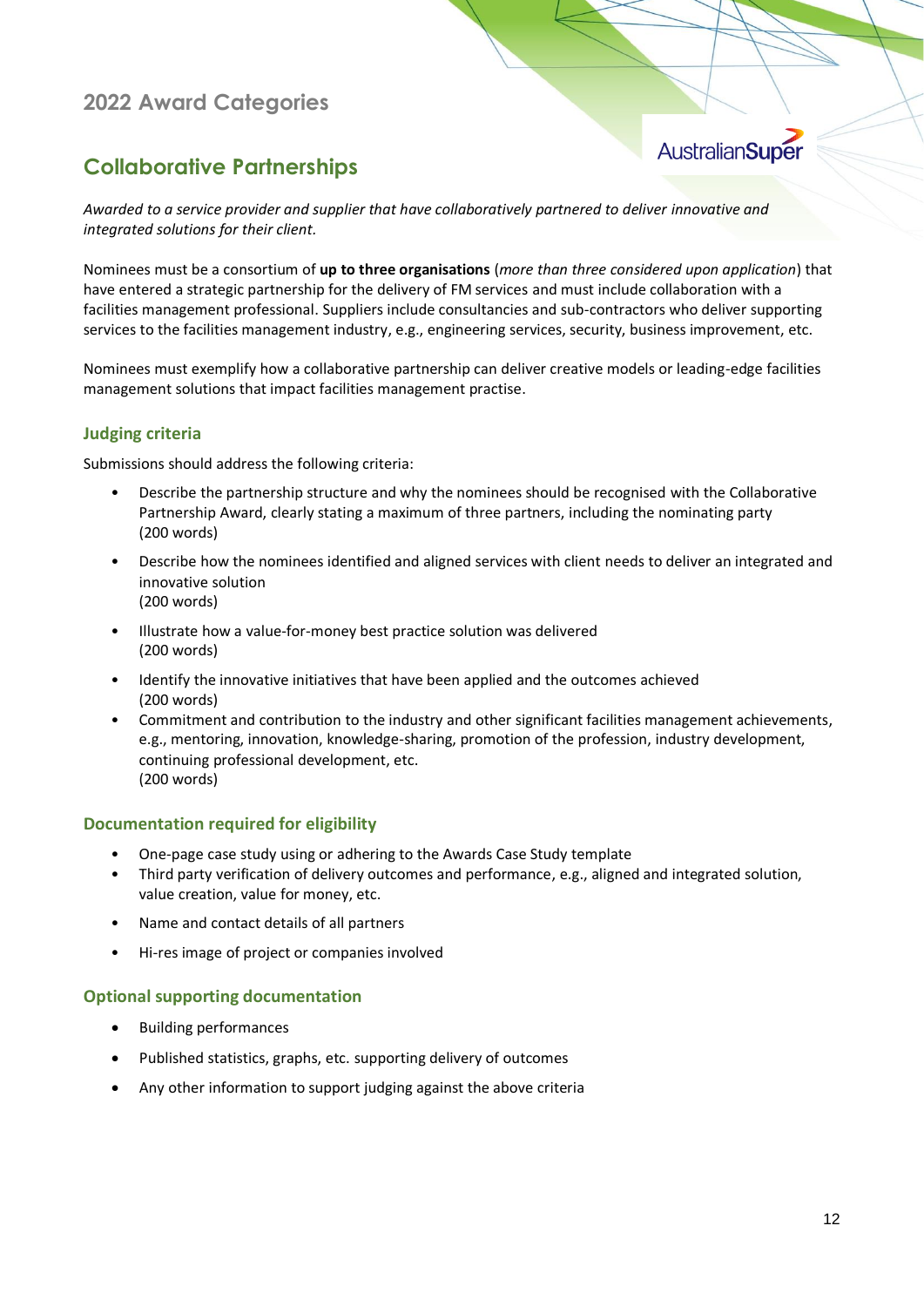## 2022 Award Categories

# Collaborative Partnerships

AustralianSuper

*Awarded to a service provider and supplier that have collaboratively partnered to deliver innovative and integrated solutions for their client.*

Nominees must be a consortium of **up to three organisations** (*more than three considered upon application*) that have entered a strategic partnership for the delivery of FM services and must include collaboration with a facilities management professional. Suppliers include consultancies and sub-contractors who deliver supporting services to the facilities management industry, e.g., engineering services, security, business improvement, etc.

Nominees must exemplify how a collaborative partnership can deliver creative models or leading-edge facilities management solutions that impact facilities management practise.

### Judging criteria

Submissions should address the following criteria:

- Describe the partnership structure and why the nominees should be recognised with the Collaborative Partnership Award, clearly stating a maximum of three partners, including the nominating party (200 words)
- Describe how the nominees identified and aligned services with client needs to deliver an integrated and innovative solution (200 words)
- Illustrate how a value-for-money best practice solution was delivered (200 words)
- Identify the innovative initiatives that have been applied and the outcomes achieved (200 words)
- Commitment and contribution to the industry and other significant facilities management achievements, e.g., mentoring, innovation, knowledge-sharing, promotion of the profession, industry development, continuing professional development, etc. (200 words)

### Documentation required for eligibility

- One-page case study using or adhering to the Awards Case Study template
- Third party verification of delivery outcomes and performance, e.g., aligned and integrated solution, value creation, value for money, etc.
- Name and contact details of all partners
- Hi-res image of project or companies involved

### Optional supporting documentation

- Building performances
- Published statistics, graphs, etc. supporting delivery of outcomes
- Any other information to support judging against the above criteria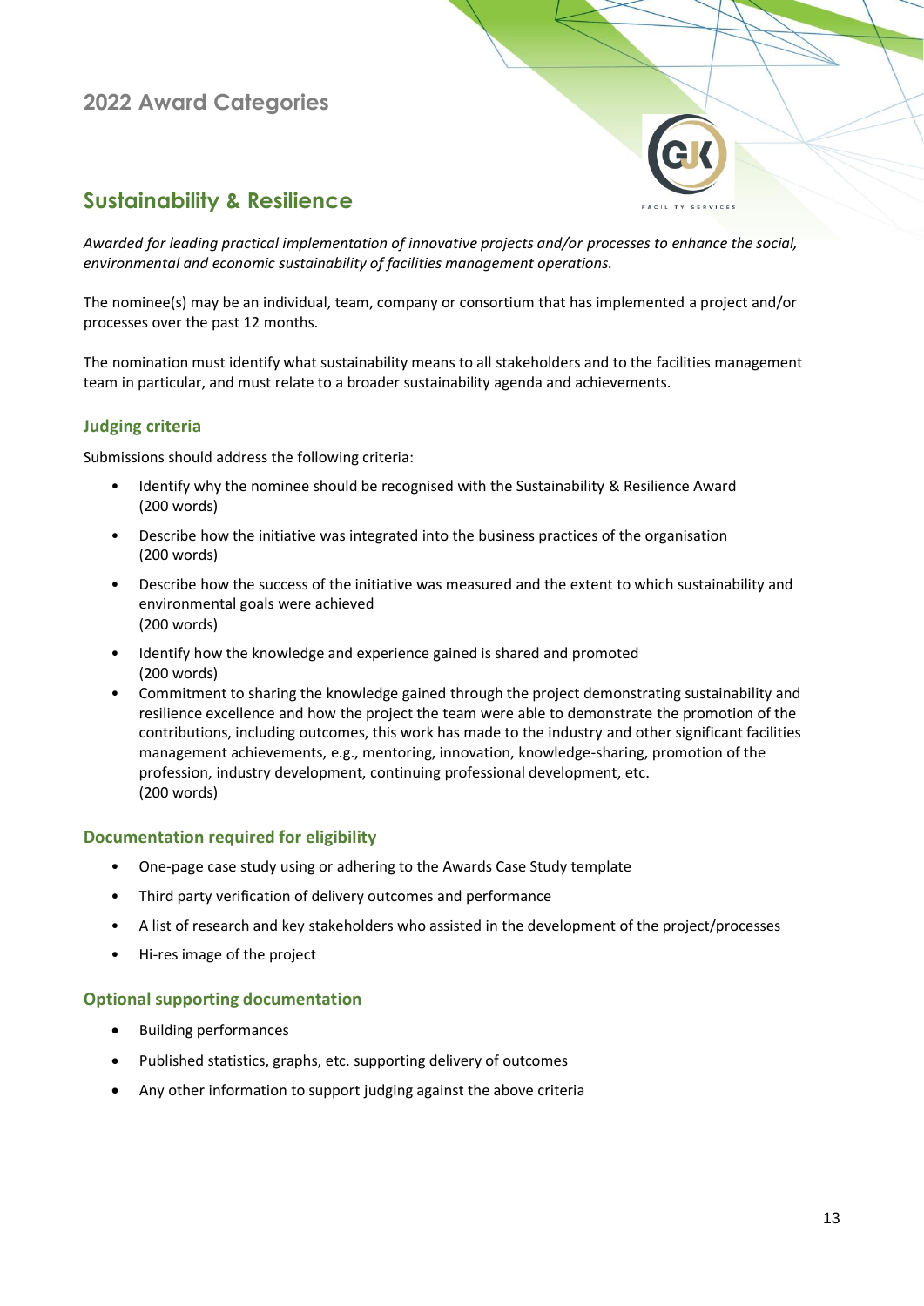# 2022 Award Categories

## Sustainability & Resilience

*Awarded for leading practical implementation of innovative projects and/or processes to enhance the social, environmental and economic sustainability of facilities management operations.*

The nominee(s) may be an individual, team, company or consortium that has implemented a project and/or processes over the past 12 months.

The nomination must identify what sustainability means to all stakeholders and to the facilities management team in particular, and must relate to a broader sustainability agenda and achievements.

### Judging criteria

Submissions should address the following criteria:

- Identify why the nominee should be recognised with the Sustainability & Resilience Award (200 words)
- Describe how the initiative was integrated into the business practices of the organisation (200 words)
- Describe how the success of the initiative was measured and the extent to which sustainability and environmental goals were achieved (200 words)
- Identify how the knowledge and experience gained is shared and promoted (200 words)
- Commitment to sharing the knowledge gained through the project demonstrating sustainability and resilience excellence and how the project the team were able to demonstrate the promotion of the contributions, including outcomes, this work has made to the industry and other significant facilities management achievements, e.g., mentoring, innovation, knowledge-sharing, promotion of the profession, industry development, continuing professional development, etc. (200 words)

### Documentation required for eligibility

- One-page case study using or adhering to the Awards Case Study template
- Third party verification of delivery outcomes and performance
- A list of research and key stakeholders who assisted in the development of the project/processes
- Hi-res image of the project

### Optional supporting documentation

- Building performances
- Published statistics, graphs, etc. supporting delivery of outcomes
- Any other information to support judging against the above criteria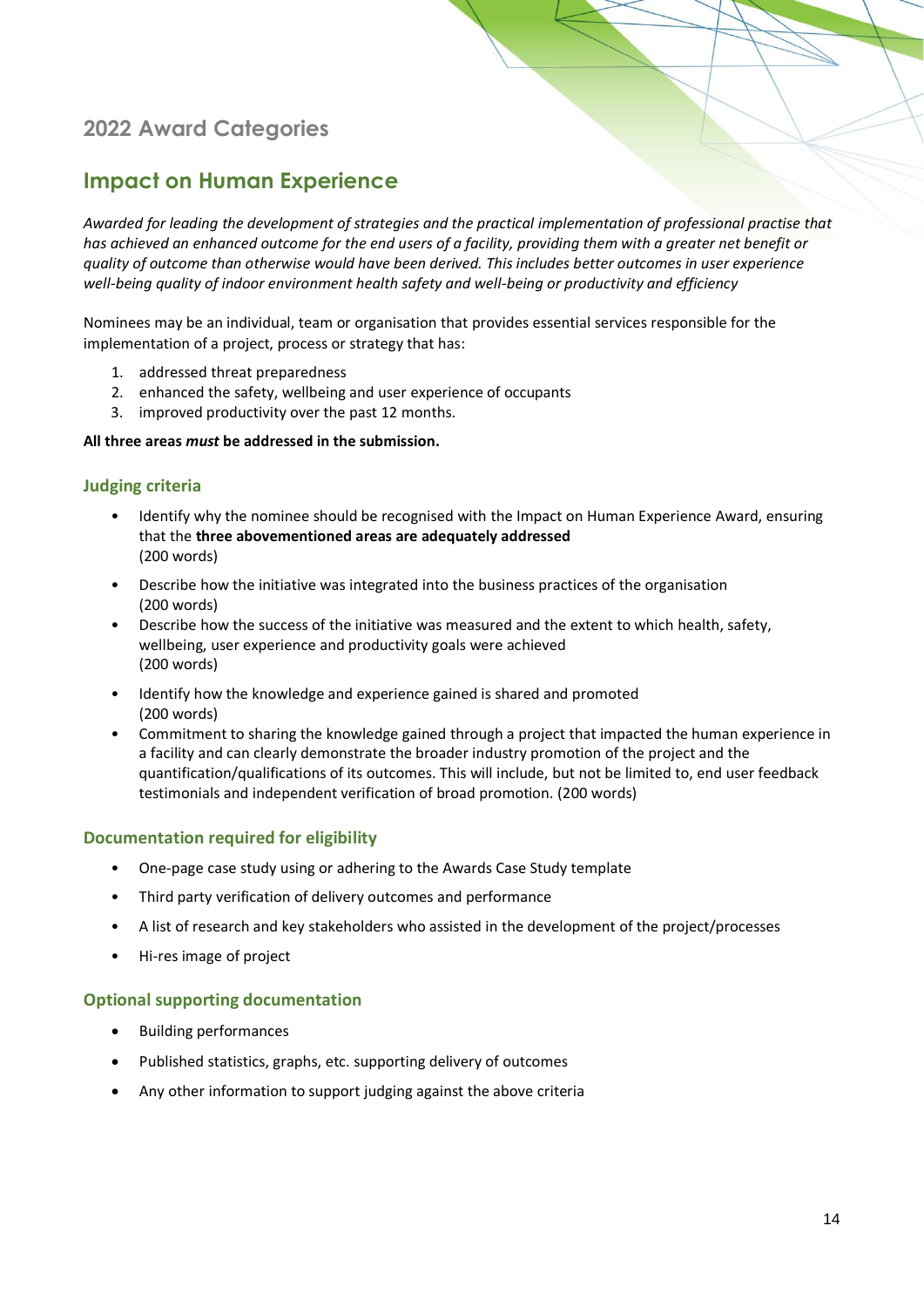## 2022 Award Categories

# Impact on Human Experience

*Awarded for leading the development of strategies and the practical implementation of professional practise that has achieved an enhanced outcome for the end users of a facility, providing them with a greater net benefit or quality of outcome than otherwise would have been derived. This includes better outcomes in user experience well-being quality of indoor environment health safety and well-being or productivity and efficiency*

Nominees may be an individual, team or organisation that provides essential services responsible for the implementation of a project, process or strategy that has:

1. addressed threat preparedness
2. enhanced the safety, wellbeing and user experience of occupants
3. improved productivity over the past 12 months.

**All three areas *must* be addressed in the submission.**

### Judging criteria

- Identify why the nominee should be recognised with the Impact on Human Experience Award, ensuring that the **three abovementioned areas are adequately addressed**
(200 words)
- Describe how the initiative was integrated into the business practices of the organisation
(200 words)
- Describe how the success of the initiative was measured and the extent to which health, safety, wellbeing, user experience and productivity goals were achieved
(200 words)
- Identify how the knowledge and experience gained is shared and promoted
(200 words)
- Commitment to sharing the knowledge gained through a project that impacted the human experience in a facility and can clearly demonstrate the broader industry promotion of the project and the quantification/qualifications of its outcomes. This will include, but not be limited to, end user feedback testimonials and independent verification of broad promotion. (200 words)

### Documentation required for eligibility

- One-page case study using or adhering to the Awards Case Study template
- Third party verification of delivery outcomes and performance
- A list of research and key stakeholders who assisted in the development of the project/processes
- Hi-res image of project

### Optional supporting documentation

- Building performances
- Published statistics, graphs, etc. supporting delivery of outcomes
- Any other information to support judging against the above criteria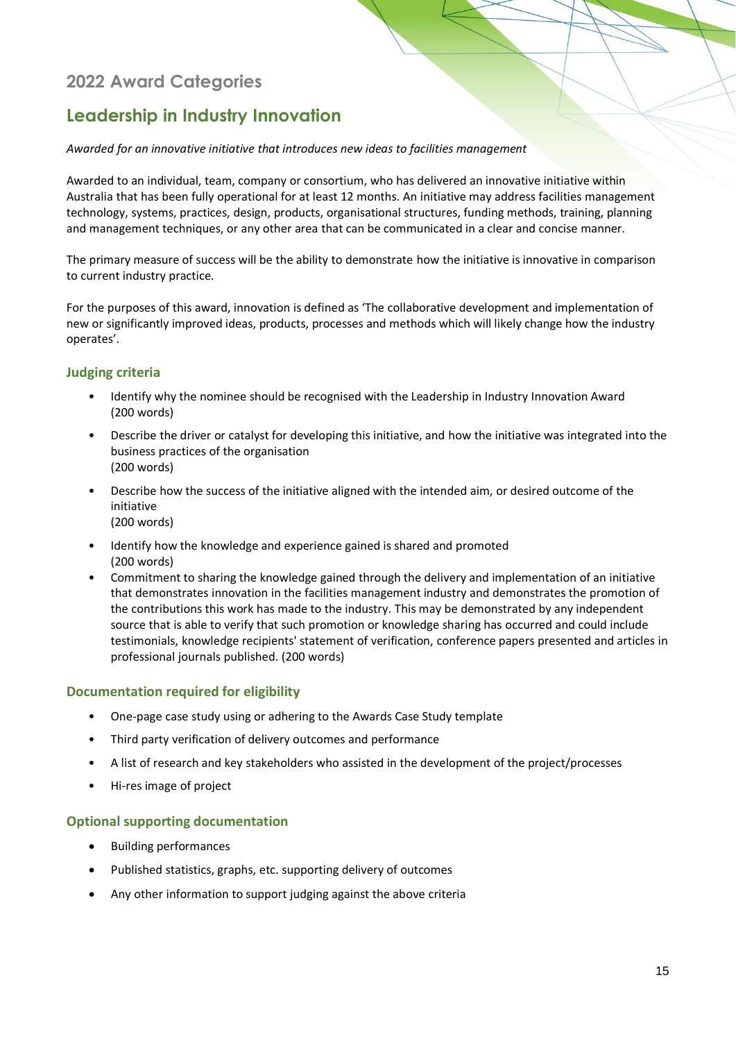## 2022 Award Categories

# Leadership in Industry Innovation

*Awarded for an innovative initiative that introduces new ideas to facilities management*

Awarded to an individual, team, company or consortium, who has delivered an innovative initiative within Australia that has been fully operational for at least 12 months. An initiative may address facilities management technology, systems, practices, design, products, organisational structures, funding methods, training, planning and management techniques, or any other area that can be communicated in a clear and concise manner.

The primary measure of success will be the ability to demonstrate how the initiative is innovative in comparison to current industry practice.

For the purposes of this award, innovation is defined as 'The collaborative development and implementation of new or significantly improved ideas, products, processes and methods which will likely change how the industry operates'.

### Judging criteria

- Identify why the nominee should be recognised with the Leadership in Industry Innovation Award (200 words)
- Describe the driver or catalyst for developing this initiative, and how the initiative was integrated into the business practices of the organisation (200 words)
- Describe how the success of the initiative aligned with the intended aim, or desired outcome of the initiative (200 words)
- Identify how the knowledge and experience gained is shared and promoted (200 words)
- Commitment to sharing the knowledge gained through the delivery and implementation of an initiative that demonstrates innovation in the facilities management industry and demonstrates the promotion of the contributions this work has made to the industry. This may be demonstrated by any independent source that is able to verify that such promotion or knowledge sharing has occurred and could include testimonials, knowledge recipients' statement of verification, conference papers presented and articles in professional journals published. (200 words)

### Documentation required for eligibility

- One-page case study using or adhering to the Awards Case Study template
- Third party verification of delivery outcomes and performance
- A list of research and key stakeholders who assisted in the development of the project/processes
- Hi-res image of project

### Optional supporting documentation

- Building performances
- Published statistics, graphs, etc. supporting delivery of outcomes
- Any other information to support judging against the above criteria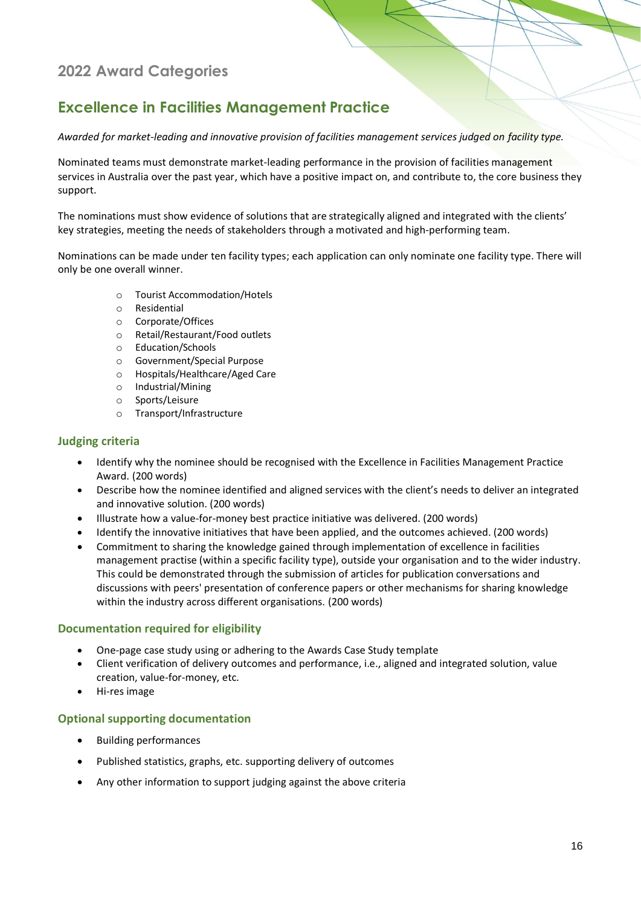## 2022 Award Categories

# Excellence in Facilities Management Practice

*Awarded for market-leading and innovative provision of facilities management services judged on facility type.*

Nominated teams must demonstrate market-leading performance in the provision of facilities management services in Australia over the past year, which have a positive impact on, and contribute to, the core business they support.

The nominations must show evidence of solutions that are strategically aligned and integrated with the clients' key strategies, meeting the needs of stakeholders through a motivated and high-performing team.

Nominations can be made under ten facility types; each application can only nominate one facility type. There will only be one overall winner.

- Tourist Accommodation/Hotels
- Residential
- Corporate/Offices
- Retail/Restaurant/Food outlets
- Education/Schools
- Government/Special Purpose
- Hospitals/Healthcare/Aged Care
- Industrial/Mining
- Sports/Leisure
- Transport/Infrastructure

### Judging criteria

- Identify why the nominee should be recognised with the Excellence in Facilities Management Practice Award. (200 words)
- Describe how the nominee identified and aligned services with the client's needs to deliver an integrated and innovative solution. (200 words)
- Illustrate how a value-for-money best practice initiative was delivered. (200 words)
- Identify the innovative initiatives that have been applied, and the outcomes achieved. (200 words)
- Commitment to sharing the knowledge gained through implementation of excellence in facilities management practise (within a specific facility type), outside your organisation and to the wider industry. This could be demonstrated through the submission of articles for publication conversations and discussions with peers' presentation of conference papers or other mechanisms for sharing knowledge within the industry across different organisations. (200 words)

### Documentation required for eligibility

- One-page case study using or adhering to the Awards Case Study template
- Client verification of delivery outcomes and performance, i.e., aligned and integrated solution, value creation, value-for-money, etc.
- Hi-res image

### Optional supporting documentation

- Building performances
- Published statistics, graphs, etc. supporting delivery of outcomes
- Any other information to support judging against the above criteria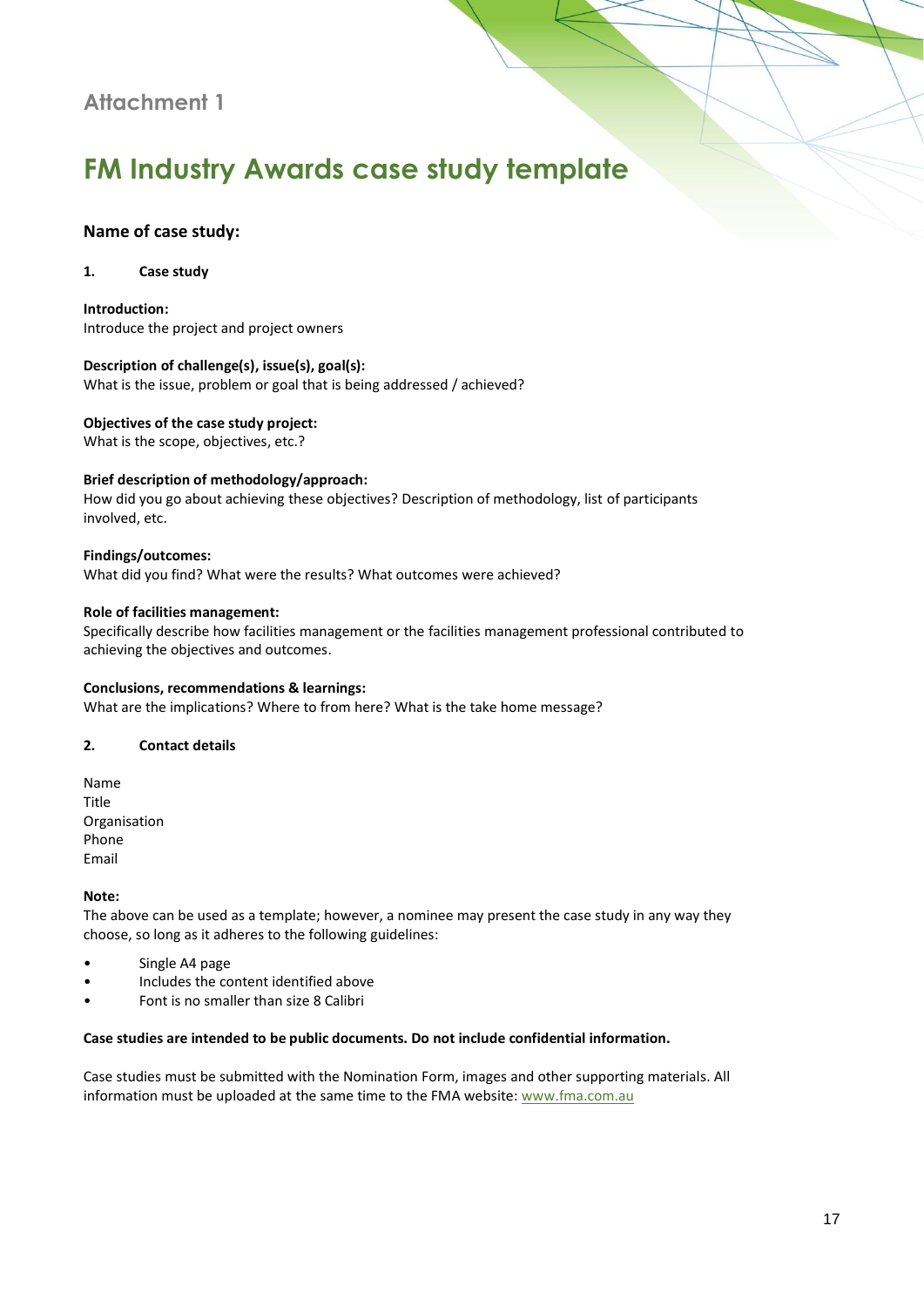## Attachment 1

# FM Industry Awards case study template

### Name of case study:

**1. Case study**

**Introduction:**
Introduce the project and project owners

**Description of challenge(s), issue(s), goal(s):**
What is the issue, problem or goal that is being addressed / achieved?

**Objectives of the case study project:**
What is the scope, objectives, etc.?

**Brief description of methodology/approach:**
How did you go about achieving these objectives? Description of methodology, list of participants involved, etc.

**Findings/outcomes:**
What did you find? What were the results? What outcomes were achieved?

**Role of facilities management:**
Specifically describe how facilities management or the facilities management professional contributed to achieving the objectives and outcomes.

**Conclusions, recommendations & learnings:**
What are the implications? Where to from here? What is the take home message?

**2. Contact details**

Name
Title
Organisation
Phone
Email

**Note:**
The above can be used as a template; however, a nominee may present the case study in any way they choose, so long as it adheres to the following guidelines:

- Single A4 page
- Includes the content identified above
- Font is no smaller than size 8 Calibri

**Case studies are intended to be public documents. Do not include confidential information.**

Case studies must be submitted with the Nomination Form, images and other supporting materials. All information must be uploaded at the same time to the FMA website: www.fma.com.au